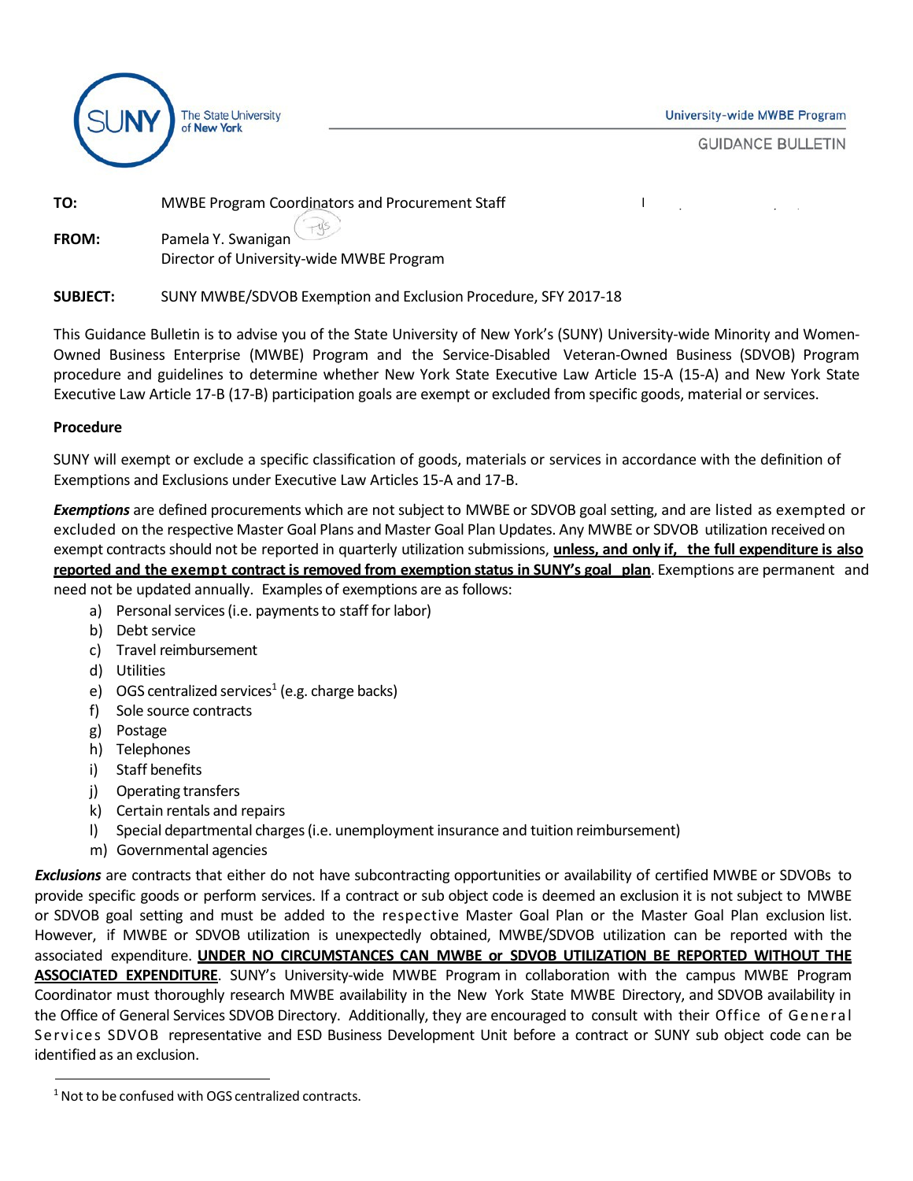The State University of New York

University-wide MWBE Program

GUIDANCE BULLETIN

**TO:** MWBE Program Coordinators and Procurement Staff

**FROM:** Pamela Y. Swanigan
Director of University-wide MWBE Program

**SUBJECT:** SUNY MWBE/SDVOB Exemption and Exclusion Procedure, SFY 2017-18

This Guidance Bulletin is to advise you of the State University of New York's (SUNY) University-wide Minority and Women-Owned Business Enterprise (MWBE) Program and the Service-Disabled Veteran-Owned Business (SDVOB) Program procedure and guidelines to determine whether New York State Executive Law Article 15-A (15-A) and New York State Executive Law Article 17-B (17-B) participation goals are exempt or excluded from specific goods, material or services.

**Procedure**

SUNY will exempt or exclude a specific classification of goods, materials or services in accordance with the definition of Exemptions and Exclusions under Executive Law Articles 15-A and 17-B.

***Exemptions*** are defined procurements which are not subject to MWBE or SDVOB goal setting, and are listed as exempted or excluded on the respective Master Goal Plans and Master Goal Plan Updates. Any MWBE or SDVOB utilization received on exempt contracts should not be reported in quarterly utilization submissions, **unless, and only if, the full expenditure is also reported and the exempt contract is removed from exemption status in SUNY's goal plan**. Exemptions are permanent and need not be updated annually. Examples of exemptions are as follows:

a) Personal services (i.e. payments to staff for labor)
b) Debt service
c) Travel reimbursement
d) Utilities
e) OGS centralized services[1] (e.g. charge backs)
f) Sole source contracts
g) Postage
h) Telephones
i) Staff benefits
j) Operating transfers
k) Certain rentals and repairs
l) Special departmental charges (i.e. unemployment insurance and tuition reimbursement)
m) Governmental agencies

***Exclusions*** are contracts that either do not have subcontracting opportunities or availability of certified MWBE or SDVOBs to provide specific goods or perform services. If a contract or sub object code is deemed an exclusion it is not subject to MWBE or SDVOB goal setting and must be added to the respective Master Goal Plan or the Master Goal Plan exclusion list. However, if MWBE or SDVOB utilization is unexpectedly obtained, MWBE/SDVOB utilization can be reported with the associated expenditure. **UNDER NO CIRCUMSTANCES CAN MWBE or SDVOB UTILIZATION BE REPORTED WITHOUT THE ASSOCIATED EXPENDITURE**. SUNY's University-wide MWBE Program in collaboration with the campus MWBE Program Coordinator must thoroughly research MWBE availability in the New York State MWBE Directory, and SDVOB availability in the Office of General Services SDVOB Directory. Additionally, they are encouraged to consult with their Office of General Services SDVOB representative and ESD Business Development Unit before a contract or SUNY sub object code can be identified as an exclusion.

[1] Not to be confused with OGS centralized contracts.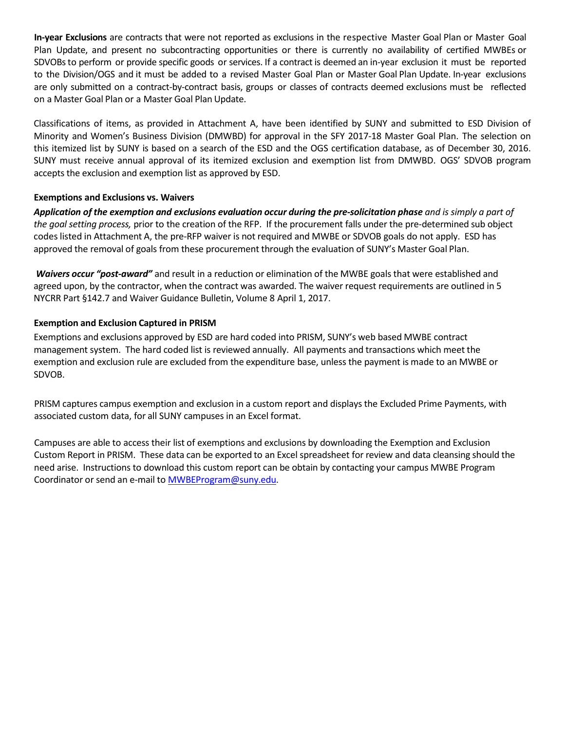**In-year Exclusions** are contracts that were not reported as exclusions in the respective Master Goal Plan or Master Goal Plan Update, and present no subcontracting opportunities or there is currently no availability of certified MWBEs or SDVOBs to perform or provide specific goods or services. If a contract is deemed an in-year exclusion it must be reported to the Division/OGS and it must be added to a revised Master Goal Plan or Master Goal Plan Update. In-year exclusions are only submitted on a contract-by-contract basis, groups or classes of contracts deemed exclusions must be reflected on a Master Goal Plan or a Master Goal Plan Update.

Classifications of items, as provided in Attachment A, have been identified by SUNY and submitted to ESD Division of Minority and Women's Business Division (DMWBD) for approval in the SFY 2017-18 Master Goal Plan. The selection on this itemized list by SUNY is based on a search of the ESD and the OGS certification database, as of December 30, 2016. SUNY must receive annual approval of its itemized exclusion and exemption list from DMWBD. OGS' SDVOB program accepts the exclusion and exemption list as approved by ESD.

**Exemptions and Exclusions vs. Waivers**

***Application of the exemption and exclusions evaluation occur during the pre-solicitation phase*** *and is simply a part of the goal setting process,* prior to the creation of the RFP. If the procurement falls under the pre-determined sub object codes listed in Attachment A, the pre-RFP waiver is not required and MWBE or SDVOB goals do not apply. ESD has approved the removal of goals from these procurement through the evaluation of SUNY's Master Goal Plan.

***Waivers occur "post-award"*** and result in a reduction or elimination of the MWBE goals that were established and agreed upon, by the contractor, when the contract was awarded. The waiver request requirements are outlined in 5 NYCRR Part §142.7 and Waiver Guidance Bulletin, Volume 8 April 1, 2017.

**Exemption and Exclusion Captured in PRISM**

Exemptions and exclusions approved by ESD are hard coded into PRISM, SUNY's web based MWBE contract management system. The hard coded list is reviewed annually. All payments and transactions which meet the exemption and exclusion rule are excluded from the expenditure base, unless the payment is made to an MWBE or SDVOB.

PRISM captures campus exemption and exclusion in a custom report and displays the Excluded Prime Payments, with associated custom data, for all SUNY campuses in an Excel format.

Campuses are able to access their list of exemptions and exclusions by downloading the Exemption and Exclusion Custom Report in PRISM. These data can be exported to an Excel spreadsheet for review and data cleansing should the need arise. Instructions to download this custom report can be obtain by contacting your campus MWBE Program Coordinator or send an e-mail to MWBEProgram@suny.edu.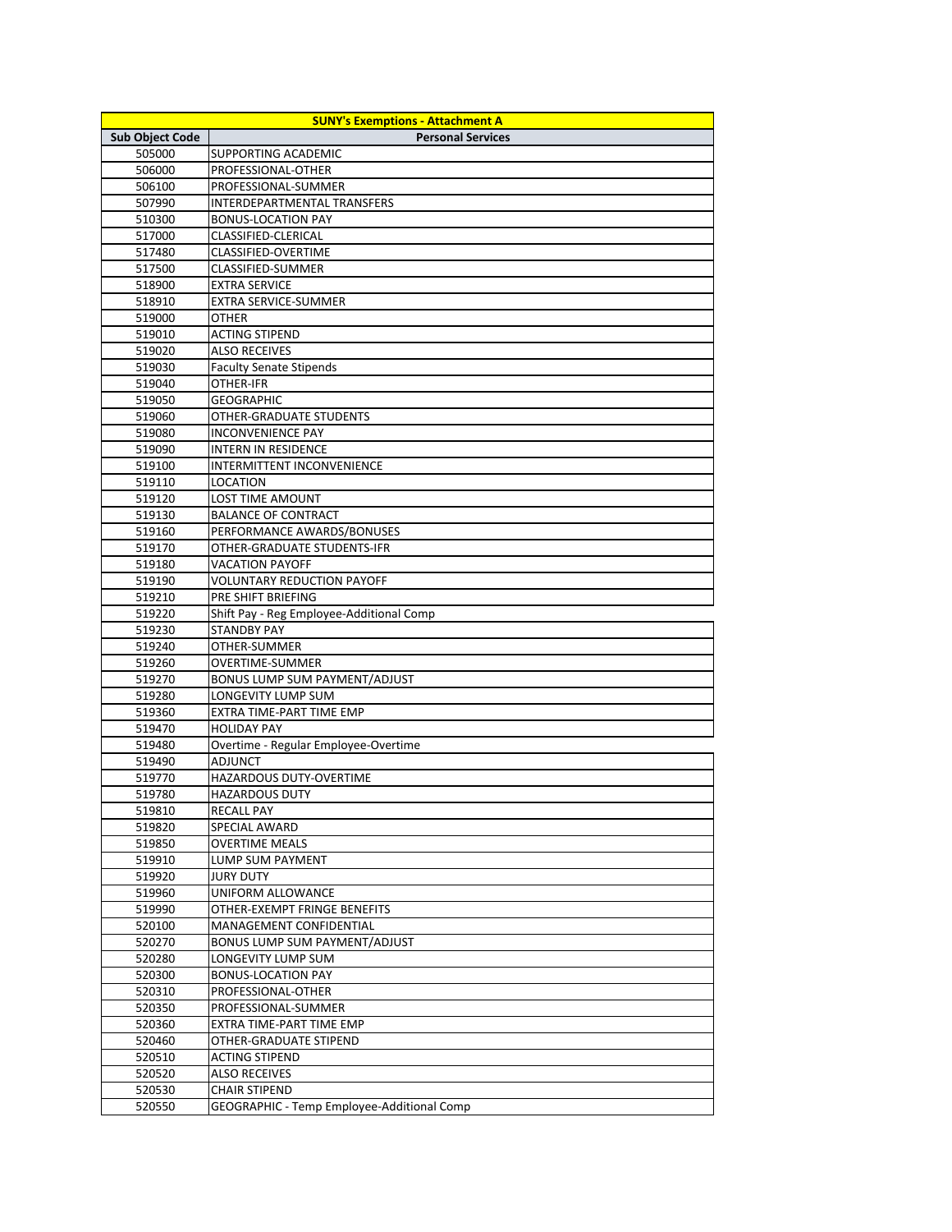| SUNY's Exemptions - Attachment A | |
|---|---|
| **Sub Object Code** | **Personal Services** |
| 505000 | SUPPORTING ACADEMIC |
| 506000 | PROFESSIONAL-OTHER |
| 506100 | PROFESSIONAL-SUMMER |
| 507990 | INTERDEPARTMENTAL TRANSFERS |
| 510300 | BONUS-LOCATION PAY |
| 517000 | CLASSIFIED-CLERICAL |
| 517480 | CLASSIFIED-OVERTIME |
| 517500 | CLASSIFIED-SUMMER |
| 518900 | EXTRA SERVICE |
| 518910 | EXTRA SERVICE-SUMMER |
| 519000 | OTHER |
| 519010 | ACTING STIPEND |
| 519020 | ALSO RECEIVES |
| 519030 | Faculty Senate Stipends |
| 519040 | OTHER-IFR |
| 519050 | GEOGRAPHIC |
| 519060 | OTHER-GRADUATE STUDENTS |
| 519080 | INCONVENIENCE PAY |
| 519090 | INTERN IN RESIDENCE |
| 519100 | INTERMITTENT INCONVENIENCE |
| 519110 | LOCATION |
| 519120 | LOST TIME AMOUNT |
| 519130 | BALANCE OF CONTRACT |
| 519160 | PERFORMANCE AWARDS/BONUSES |
| 519170 | OTHER-GRADUATE STUDENTS-IFR |
| 519180 | VACATION PAYOFF |
| 519190 | VOLUNTARY REDUCTION PAYOFF |
| 519210 | PRE SHIFT BRIEFING |
| 519220 | Shift Pay - Reg Employee-Additional Comp |
| 519230 | STANDBY PAY |
| 519240 | OTHER-SUMMER |
| 519260 | OVERTIME-SUMMER |
| 519270 | BONUS LUMP SUM PAYMENT/ADJUST |
| 519280 | LONGEVITY LUMP SUM |
| 519360 | EXTRA TIME-PART TIME EMP |
| 519470 | HOLIDAY PAY |
| 519480 | Overtime - Regular Employee-Overtime |
| 519490 | ADJUNCT |
| 519770 | HAZARDOUS DUTY-OVERTIME |
| 519780 | HAZARDOUS DUTY |
| 519810 | RECALL PAY |
| 519820 | SPECIAL AWARD |
| 519850 | OVERTIME MEALS |
| 519910 | LUMP SUM PAYMENT |
| 519920 | JURY DUTY |
| 519960 | UNIFORM ALLOWANCE |
| 519990 | OTHER-EXEMPT FRINGE BENEFITS |
| 520100 | MANAGEMENT CONFIDENTIAL |
| 520270 | BONUS LUMP SUM PAYMENT/ADJUST |
| 520280 | LONGEVITY LUMP SUM |
| 520300 | BONUS-LOCATION PAY |
| 520310 | PROFESSIONAL-OTHER |
| 520350 | PROFESSIONAL-SUMMER |
| 520360 | EXTRA TIME-PART TIME EMP |
| 520460 | OTHER-GRADUATE STIPEND |
| 520510 | ACTING STIPEND |
| 520520 | ALSO RECEIVES |
| 520530 | CHAIR STIPEND |
| 520550 | GEOGRAPHIC - Temp Employee-Additional Comp |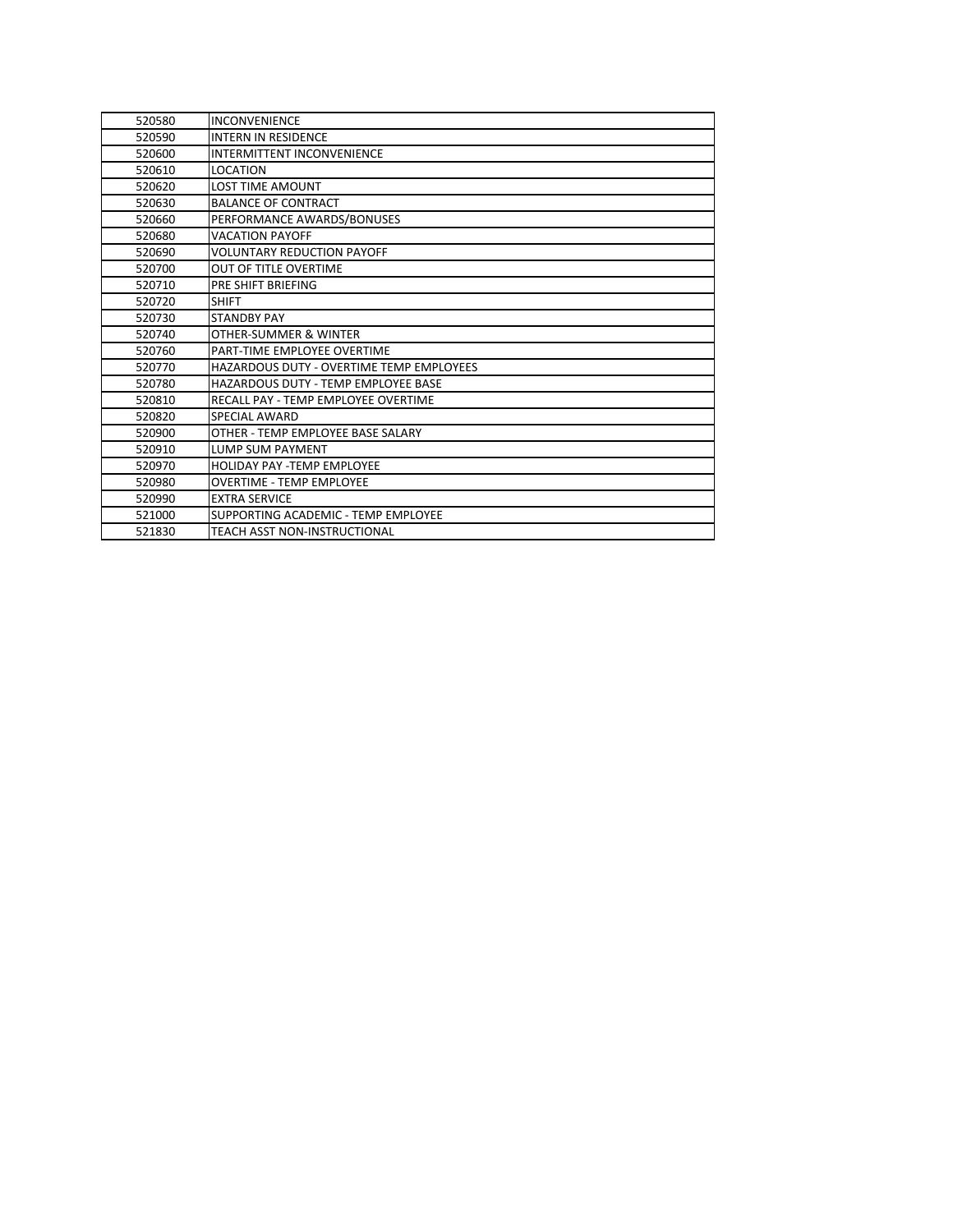| | |
|---|---|
| 520580 | INCONVENIENCE |
| 520590 | INTERN IN RESIDENCE |
| 520600 | INTERMITTENT INCONVENIENCE |
| 520610 | LOCATION |
| 520620 | LOST TIME AMOUNT |
| 520630 | BALANCE OF CONTRACT |
| 520660 | PERFORMANCE AWARDS/BONUSES |
| 520680 | VACATION PAYOFF |
| 520690 | VOLUNTARY REDUCTION PAYOFF |
| 520700 | OUT OF TITLE OVERTIME |
| 520710 | PRE SHIFT BRIEFING |
| 520720 | SHIFT |
| 520730 | STANDBY PAY |
| 520740 | OTHER-SUMMER & WINTER |
| 520760 | PART-TIME EMPLOYEE OVERTIME |
| 520770 | HAZARDOUS DUTY - OVERTIME TEMP EMPLOYEES |
| 520780 | HAZARDOUS DUTY - TEMP EMPLOYEE BASE |
| 520810 | RECALL PAY - TEMP EMPLOYEE OVERTIME |
| 520820 | SPECIAL AWARD |
| 520900 | OTHER - TEMP EMPLOYEE BASE SALARY |
| 520910 | LUMP SUM PAYMENT |
| 520970 | HOLIDAY PAY -TEMP EMPLOYEE |
| 520980 | OVERTIME - TEMP EMPLOYEE |
| 520990 | EXTRA SERVICE |
| 521000 | SUPPORTING ACADEMIC - TEMP EMPLOYEE |
| 521830 | TEACH ASST NON-INSTRUCTIONAL |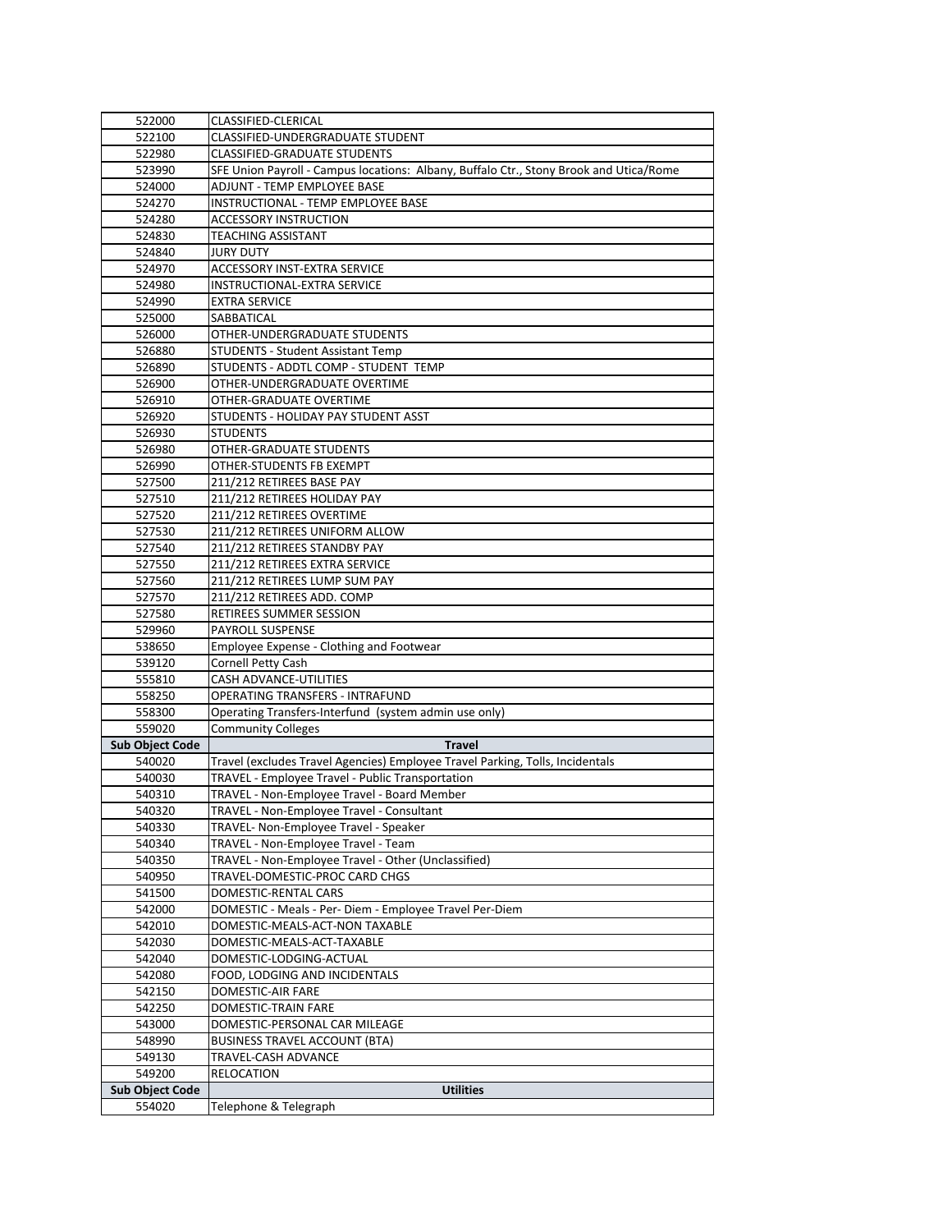| | |
|---|---|
| 522000 | CLASSIFIED-CLERICAL |
| 522100 | CLASSIFIED-UNDERGRADUATE STUDENT |
| 522980 | CLASSIFIED-GRADUATE STUDENTS |
| 523990 | SFE Union Payroll - Campus locations: Albany, Buffalo Ctr., Stony Brook and Utica/Rome |
| 524000 | ADJUNT - TEMP EMPLOYEE BASE |
| 524270 | INSTRUCTIONAL - TEMP EMPLOYEE BASE |
| 524280 | ACCESSORY INSTRUCTION |
| 524830 | TEACHING ASSISTANT |
| 524840 | JURY DUTY |
| 524970 | ACCESSORY INST-EXTRA SERVICE |
| 524980 | INSTRUCTIONAL-EXTRA SERVICE |
| 524990 | EXTRA SERVICE |
| 525000 | SABBATICAL |
| 526000 | OTHER-UNDERGRADUATE STUDENTS |
| 526880 | STUDENTS - Student Assistant Temp |
| 526890 | STUDENTS - ADDTL COMP - STUDENT TEMP |
| 526900 | OTHER-UNDERGRADUATE OVERTIME |
| 526910 | OTHER-GRADUATE OVERTIME |
| 526920 | STUDENTS - HOLIDAY PAY STUDENT ASST |
| 526930 | STUDENTS |
| 526980 | OTHER-GRADUATE STUDENTS |
| 526990 | OTHER-STUDENTS FB EXEMPT |
| 527500 | 211/212 RETIREES BASE PAY |
| 527510 | 211/212 RETIREES HOLIDAY PAY |
| 527520 | 211/212 RETIREES OVERTIME |
| 527530 | 211/212 RETIREES UNIFORM ALLOW |
| 527540 | 211/212 RETIREES STANDBY PAY |
| 527550 | 211/212 RETIREES EXTRA SERVICE |
| 527560 | 211/212 RETIREES LUMP SUM PAY |
| 527570 | 211/212 RETIREES ADD. COMP |
| 527580 | RETIREES SUMMER SESSION |
| 529960 | PAYROLL SUSPENSE |
| 538650 | Employee Expense - Clothing and Footwear |
| 539120 | Cornell Petty Cash |
| 555810 | CASH ADVANCE-UTILITIES |
| 558250 | OPERATING TRANSFERS - INTRAFUND |
| 558300 | Operating Transfers-Interfund (system admin use only) |
| 559020 | Community Colleges |
| **Sub Object Code** | **Travel** |
| 540020 | Travel (excludes Travel Agencies) Employee Travel Parking, Tolls, Incidentals |
| 540030 | TRAVEL - Employee Travel - Public Transportation |
| 540310 | TRAVEL - Non-Employee Travel - Board Member |
| 540320 | TRAVEL - Non-Employee Travel - Consultant |
| 540330 | TRAVEL- Non-Employee Travel - Speaker |
| 540340 | TRAVEL - Non-Employee Travel - Team |
| 540350 | TRAVEL - Non-Employee Travel - Other (Unclassified) |
| 540950 | TRAVEL-DOMESTIC-PROC CARD CHGS |
| 541500 | DOMESTIC-RENTAL CARS |
| 542000 | DOMESTIC - Meals - Per- Diem - Employee Travel Per-Diem |
| 542010 | DOMESTIC-MEALS-ACT-NON TAXABLE |
| 542030 | DOMESTIC-MEALS-ACT-TAXABLE |
| 542040 | DOMESTIC-LODGING-ACTUAL |
| 542080 | FOOD, LODGING AND INCIDENTALS |
| 542150 | DOMESTIC-AIR FARE |
| 542250 | DOMESTIC-TRAIN FARE |
| 543000 | DOMESTIC-PERSONAL CAR MILEAGE |
| 548990 | BUSINESS TRAVEL ACCOUNT (BTA) |
| 549130 | TRAVEL-CASH ADVANCE |
| 549200 | RELOCATION |
| **Sub Object Code** | **Utilities** |
| 554020 | Telephone & Telegraph |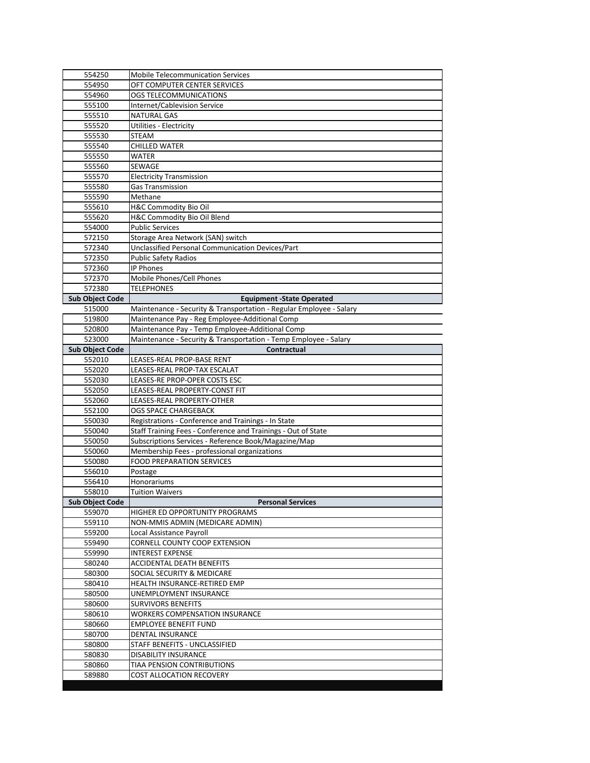| | |
|---|---|
| 554250 | Mobile Telecommunication Services |
| 554950 | OFT COMPUTER CENTER SERVICES |
| 554960 | OGS TELECOMMUNICATIONS |
| 555100 | Internet/Cablevision Service |
| 555510 | NATURAL GAS |
| 555520 | Utilities - Electricity |
| 555530 | STEAM |
| 555540 | CHILLED WATER |
| 555550 | WATER |
| 555560 | SEWAGE |
| 555570 | Electricity Transmission |
| 555580 | Gas Transmission |
| 555590 | Methane |
| 555610 | H&C Commodity Bio Oil |
| 555620 | H&C Commodity Bio Oil Blend |
| 554000 | Public Services |
| 572150 | Storage Area Network (SAN) switch |
| 572340 | Unclassified Personal Communication Devices/Part |
| 572350 | Public Safety Radios |
| 572360 | IP Phones |
| 572370 | Mobile Phones/Cell Phones |
| 572380 | TELEPHONES |
| **Sub Object Code** | **Equipment -State Operated** |
| 515000 | Maintenance - Security & Transportation - Regular Employee - Salary |
| 519800 | Maintenance Pay - Reg Employee-Additional Comp |
| 520800 | Maintenance Pay - Temp Employee-Additional Comp |
| 523000 | Maintenance - Security & Transportation - Temp Employee - Salary |
| **Sub Object Code** | **Contractual** |
| 552010 | LEASES-REAL PROP-BASE RENT |
| 552020 | LEASES-REAL PROP-TAX ESCALAT |
| 552030 | LEASES-RE PROP-OPER COSTS ESC |
| 552050 | LEASES-REAL PROPERTY-CONST FIT |
| 552060 | LEASES-REAL PROPERTY-OTHER |
| 552100 | OGS SPACE CHARGEBACK |
| 550030 | Registrations - Conference and Trainings - In State |
| 550040 | Staff Training Fees - Conference and Trainings - Out of State |
| 550050 | Subscriptions Services - Reference Book/Magazine/Map |
| 550060 | Membership Fees - professional organizations |
| 550080 | FOOD PREPARATION SERVICES |
| 556010 | Postage |
| 556410 | Honorariums |
| 558010 | Tuition Waivers |
| **Sub Object Code** | **Personal Services** |
| 559070 | HIGHER ED OPPORTUNITY PROGRAMS |
| 559110 | NON-MMIS ADMIN (MEDICARE ADMIN) |
| 559200 | Local Assistance Payroll |
| 559490 | CORNELL COUNTY COOP EXTENSION |
| 559990 | INTEREST EXPENSE |
| 580240 | ACCIDENTAL DEATH BENEFITS |
| 580300 | SOCIAL SECURITY & MEDICARE |
| 580410 | HEALTH INSURANCE-RETIRED EMP |
| 580500 | UNEMPLOYMENT INSURANCE |
| 580600 | SURVIVORS BENEFITS |
| 580610 | WORKERS COMPENSATION INSURANCE |
| 580660 | EMPLOYEE BENEFIT FUND |
| 580700 | DENTAL INSURANCE |
| 580800 | STAFF BENEFITS - UNCLASSIFIED |
| 580830 | DISABILITY INSURANCE |
| 580860 | TIAA PENSION CONTRIBUTIONS |
| 589880 | COST ALLOCATION RECOVERY |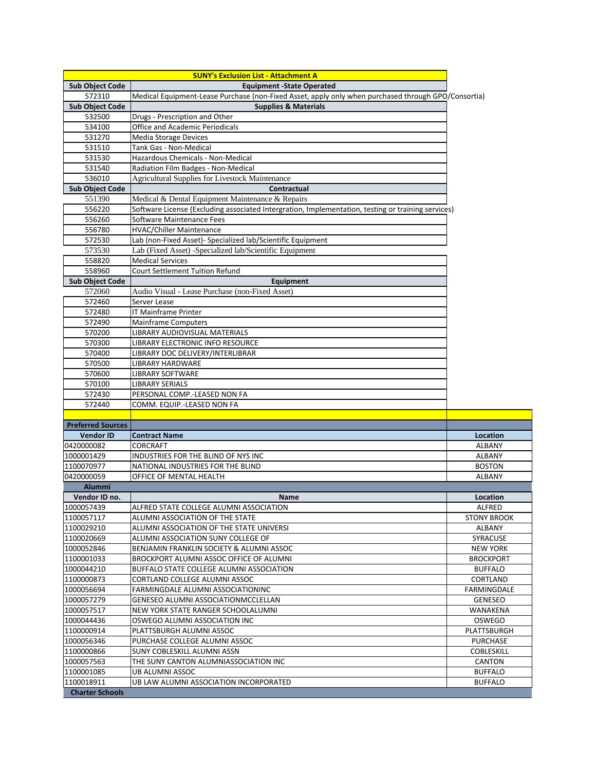| SUNY's Exclusion List - Attachment A | |
|---|---|
| **Sub Object Code** | **Equipment -State Operated** |
| 572310 | Medical Equipment-Lease Purchase (non-Fixed Asset, apply only when purchased through GPO/Consortia) |
| **Sub Object Code** | **Supplies & Materials** |
| 532500 | Drugs - Prescription and Other |
| 534100 | Office and Academic Periodicals |
| 531270 | Media Storage Devices |
| 531510 | Tank Gas - Non-Medical |
| 531530 | Hazardous Chemicals - Non-Medical |
| 531540 | Radiation Film Badges - Non-Medical |
| 536010 | Agricultural Supplies for Livestock Maintenance |
| **Sub Object Code** | **Contractual** |
| 551390 | Medical & Dental Equipment Maintenance & Repairs |
| 556220 | Software License (Excluding associated Intergration, Implementation, testing or training services) |
| 556260 | Software Maintenance Fees |
| 556780 | HVAC/Chiller Maintenance |
| 572530 | Lab (non-Fixed Asset)- Specialized lab/Scientific Equipment |
| 573530 | Lab (Fixed Asset) -Specialized lab/Scientific Equipment |
| 558820 | Medical Services |
| 558960 | Court Settlement Tuition Refund |
| **Sub Object Code** | **Equipment** |
| 572060 | Audio Visual - Lease Purchase (non-Fixed Asset) |
| 572460 | Server Lease |
| 572480 | IT Mainframe Printer |
| 572490 | Mainframe Computers |
| 570200 | LIBRARY AUDIOVISUAL MATERIALS |
| 570300 | LIBRARY ELECTRONIC INFO RESOURCE |
| 570400 | LIBRARY DOC DELIVERY/INTERLIBRAR |
| 570500 | LIBRARY HARDWARE |
| 570600 | LIBRARY SOFTWARE |
| 570100 | LIBRARY SERIALS |
| 572430 | PERSONAL COMP.-LEASED NON FA |
| 572440 | COMM. EQUIP.-LEASED NON FA |

| Preferred Sources | | |
|---|---|---|
| **Vendor ID** | **Contract Name** | **Location** |
| 0420000082 | CORCRAFT | ALBANY |
| 1000001429 | INDUSTRIES FOR THE BLIND OF NYS INC | ALBANY |
| 1100070977 | NATIONAL INDUSTRIES FOR THE BLIND | BOSTON |
| 0420000059 | OFFICE OF MENTAL HEALTH | ALBANY |
| **Alummi** | | |
| **Vendor ID no.** | **Name** | **Location** |
| 1000057439 | ALFRED STATE COLLEGE ALUMNI ASSOCIATION | ALFRED |
| 1100057117 | ALUMNI ASSOCIATION OF THE STATE | STONY BROOK |
| 1100029210 | ALUMNI ASSOCIATION OF THE STATE UNIVERSI | ALBANY |
| 1100020669 | ALUMNI ASSOCIATION SUNY COLLEGE OF | SYRACUSE |
| 1000052846 | BENJAMIN FRANKLIN SOCIETY & ALUMNI ASSOC | NEW YORK |
| 1100001033 | BROCKPORT ALUMNI ASSOC OFFICE OF ALUMNI | BROCKPORT |
| 1000044210 | BUFFALO STATE COLLEGE ALUMNI ASSOCIATION | BUFFALO |
| 1100000873 | CORTLAND COLLEGE ALUMNI ASSOC | CORTLAND |
| 1000056694 | FARMINGDALE ALUMNI ASSOCIATIONINC | FARMINGDALE |
| 1000057279 | GENESEO ALUMNI ASSOCIATIONMCCLELLAN | GENESEO |
| 1000057517 | NEW YORK STATE RANGER SCHOOLALUMNI | WANAKENA |
| 1000044436 | OSWEGO ALUMNI ASSOCIATION INC | OSWEGO |
| 1100000914 | PLATTSBURGH ALUMNI ASSOC | PLATTSBURGH |
| 1000056346 | PURCHASE COLLEGE ALUMNI ASSOC | PURCHASE |
| 1100000866 | SUNY COBLESKILL ALUMNI ASSN | COBLESKILL |
| 1000057563 | THE SUNY CANTON ALUMNIASSOCIATION INC | CANTON |
| 1100001085 | UB ALUMNI ASSOC | BUFFALO |
| 1100018911 | UB LAW ALUMNI ASSOCIATION INCORPORATED | BUFFALO |
| **Charter Schools** | | |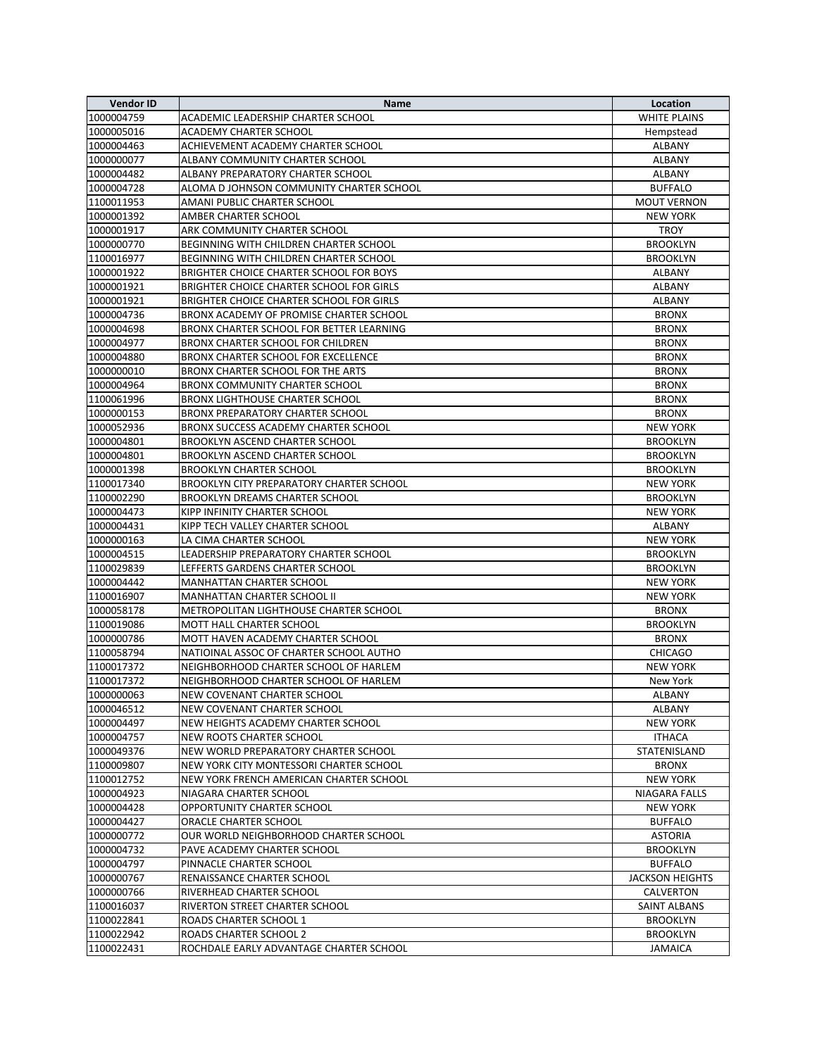| Vendor ID | Name | Location |
|---|---|---|
| 1000004759 | ACADEMIC LEADERSHIP CHARTER SCHOOL | WHITE PLAINS |
| 1000005016 | ACADEMY CHARTER SCHOOL | Hempstead |
| 1000004463 | ACHIEVEMENT ACADEMY CHARTER SCHOOL | ALBANY |
| 1000000077 | ALBANY COMMUNITY CHARTER SCHOOL | ALBANY |
| 1000004482 | ALBANY PREPARATORY CHARTER SCHOOL | ALBANY |
| 1000004728 | ALOMA D JOHNSON COMMUNITY CHARTER SCHOOL | BUFFALO |
| 1100011953 | AMANI PUBLIC CHARTER SCHOOL | MOUT VERNON |
| 1000001392 | AMBER CHARTER SCHOOL | NEW YORK |
| 1000001917 | ARK COMMUNITY CHARTER SCHOOL | TROY |
| 1000000770 | BEGINNING WITH CHILDREN CHARTER SCHOOL | BROOKLYN |
| 1100016977 | BEGINNING WITH CHILDREN CHARTER SCHOOL | BROOKLYN |
| 1000001922 | BRIGHTER CHOICE CHARTER SCHOOL FOR BOYS | ALBANY |
| 1000001921 | BRIGHTER CHOICE CHARTER SCHOOL FOR GIRLS | ALBANY |
| 1000001921 | BRIGHTER CHOICE CHARTER SCHOOL FOR GIRLS | ALBANY |
| 1000004736 | BRONX ACADEMY OF PROMISE CHARTER SCHOOL | BRONX |
| 1000004698 | BRONX CHARTER SCHOOL FOR BETTER LEARNING | BRONX |
| 1000004977 | BRONX CHARTER SCHOOL FOR CHILDREN | BRONX |
| 1000004880 | BRONX CHARTER SCHOOL FOR EXCELLENCE | BRONX |
| 1000000010 | BRONX CHARTER SCHOOL FOR THE ARTS | BRONX |
| 1000004964 | BRONX COMMUNITY CHARTER SCHOOL | BRONX |
| 1100061996 | BRONX LIGHTHOUSE CHARTER SCHOOL | BRONX |
| 1000000153 | BRONX PREPARATORY CHARTER SCHOOL | BRONX |
| 1000052936 | BRONX SUCCESS ACADEMY CHARTER SCHOOL | NEW YORK |
| 1000004801 | BROOKLYN ASCEND CHARTER SCHOOL | BROOKLYN |
| 1000004801 | BROOKLYN ASCEND CHARTER SCHOOL | BROOKLYN |
| 1000001398 | BROOKLYN CHARTER SCHOOL | BROOKLYN |
| 1100017340 | BROOKLYN CITY PREPARATORY CHARTER SCHOOL | NEW YORK |
| 1100002290 | BROOKLYN DREAMS CHARTER SCHOOL | BROOKLYN |
| 1000004473 | KIPP INFINITY CHARTER SCHOOL | NEW YORK |
| 1000004431 | KIPP TECH VALLEY CHARTER SCHOOL | ALBANY |
| 1000000163 | LA CIMA CHARTER SCHOOL | NEW YORK |
| 1000004515 | LEADERSHIP PREPARATORY CHARTER SCHOOL | BROOKLYN |
| 1100029839 | LEFFERTS GARDENS CHARTER SCHOOL | BROOKLYN |
| 1000004442 | MANHATTAN CHARTER SCHOOL | NEW YORK |
| 1100016907 | MANHATTAN CHARTER SCHOOL II | NEW YORK |
| 1000058178 | METROPOLITAN LIGHTHOUSE CHARTER SCHOOL | BRONX |
| 1100019086 | MOTT HALL CHARTER SCHOOL | BROOKLYN |
| 1000000786 | MOTT HAVEN ACADEMY CHARTER SCHOOL | BRONX |
| 1100058794 | NATIOINAL ASSOC OF CHARTER SCHOOL AUTHO | CHICAGO |
| 1100017372 | NEIGHBORHOOD CHARTER SCHOOL OF HARLEM | NEW YORK |
| 1100017372 | NEIGHBORHOOD CHARTER SCHOOL OF HARLEM | New York |
| 1000000063 | NEW COVENANT CHARTER SCHOOL | ALBANY |
| 1000046512 | NEW COVENANT CHARTER SCHOOL | ALBANY |
| 1000004497 | NEW HEIGHTS ACADEMY CHARTER SCHOOL | NEW YORK |
| 1000004757 | NEW ROOTS CHARTER SCHOOL | ITHACA |
| 1000049376 | NEW WORLD PREPARATORY CHARTER SCHOOL | STATENISLAND |
| 1100009807 | NEW YORK CITY MONTESSORI CHARTER SCHOOL | BRONX |
| 1100012752 | NEW YORK FRENCH AMERICAN CHARTER SCHOOL | NEW YORK |
| 1000004923 | NIAGARA CHARTER SCHOOL | NIAGARA FALLS |
| 1000004428 | OPPORTUNITY CHARTER SCHOOL | NEW YORK |
| 1000004427 | ORACLE CHARTER SCHOOL | BUFFALO |
| 1000000772 | OUR WORLD NEIGHBORHOOD CHARTER SCHOOL | ASTORIA |
| 1000004732 | PAVE ACADEMY CHARTER SCHOOL | BROOKLYN |
| 1000004797 | PINNACLE CHARTER SCHOOL | BUFFALO |
| 1000000767 | RENAISSANCE CHARTER SCHOOL | JACKSON HEIGHTS |
| 1000000766 | RIVERHEAD CHARTER SCHOOL | CALVERTON |
| 1100016037 | RIVERTON STREET CHARTER SCHOOL | SAINT ALBANS |
| 1100022841 | ROADS CHARTER SCHOOL 1 | BROOKLYN |
| 1100022942 | ROADS CHARTER SCHOOL 2 | BROOKLYN |
| 1100022431 | ROCHDALE EARLY ADVANTAGE CHARTER SCHOOL | JAMAICA |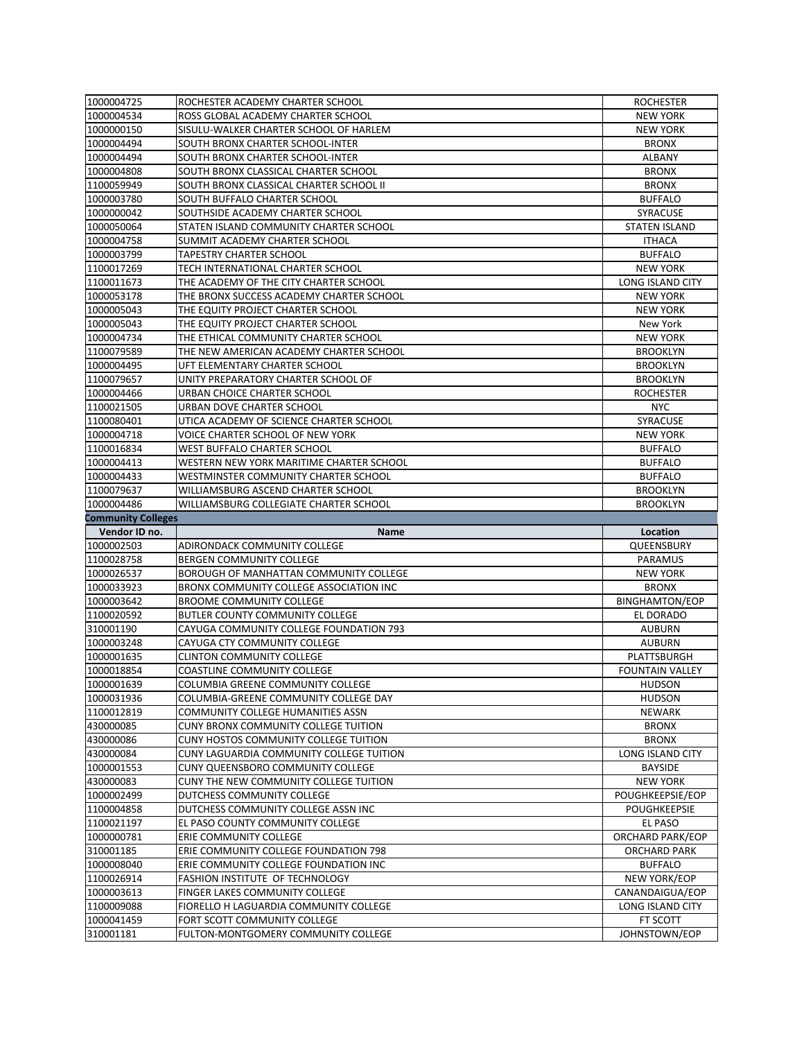| | | |
|---|---|---|
| 1000004725 | ROCHESTER ACADEMY CHARTER SCHOOL | ROCHESTER |
| 1000004534 | ROSS GLOBAL ACADEMY CHARTER SCHOOL | NEW YORK |
| 1000000150 | SISULU-WALKER CHARTER SCHOOL OF HARLEM | NEW YORK |
| 1000004494 | SOUTH BRONX CHARTER SCHOOL-INTER | BRONX |
| 1000004494 | SOUTH BRONX CHARTER SCHOOL-INTER | ALBANY |
| 1000004808 | SOUTH BRONX CLASSICAL CHARTER SCHOOL | BRONX |
| 1100059949 | SOUTH BRONX CLASSICAL CHARTER SCHOOL II | BRONX |
| 1000003780 | SOUTH BUFFALO CHARTER SCHOOL | BUFFALO |
| 1000000042 | SOUTHSIDE ACADEMY CHARTER SCHOOL | SYRACUSE |
| 1000050064 | STATEN ISLAND COMMUNITY CHARTER SCHOOL | STATEN ISLAND |
| 1000004758 | SUMMIT ACADEMY CHARTER SCHOOL | ITHACA |
| 1000003799 | TAPESTRY CHARTER SCHOOL | BUFFALO |
| 1100017269 | TECH INTERNATIONAL CHARTER SCHOOL | NEW YORK |
| 1100011673 | THE ACADEMY OF THE CITY CHARTER SCHOOL | LONG ISLAND CITY |
| 1000053178 | THE BRONX SUCCESS ACADEMY CHARTER SCHOOL | NEW YORK |
| 1000005043 | THE EQUITY PROJECT CHARTER SCHOOL | NEW YORK |
| 1000005043 | THE EQUITY PROJECT CHARTER SCHOOL | New York |
| 1000004734 | THE ETHICAL COMMUNITY CHARTER SCHOOL | NEW YORK |
| 1100079589 | THE NEW AMERICAN ACADEMY CHARTER SCHOOL | BROOKLYN |
| 1000004495 | UFT ELEMENTARY CHARTER SCHOOL | BROOKLYN |
| 1100079657 | UNITY PREPARATORY CHARTER SCHOOL OF | BROOKLYN |
| 1000004466 | URBAN CHOICE CHARTER SCHOOL | ROCHESTER |
| 1100021505 | URBAN DOVE CHARTER SCHOOL | NYC |
| 1100080401 | UTICA ACADEMY OF SCIENCE CHARTER SCHOOL | SYRACUSE |
| 1000004718 | VOICE CHARTER SCHOOL OF NEW YORK | NEW YORK |
| 1100016834 | WEST BUFFALO CHARTER SCHOOL | BUFFALO |
| 1000004413 | WESTERN NEW YORK MARITIME CHARTER SCHOOL | BUFFALO |
| 1000004433 | WESTMINSTER COMMUNITY CHARTER SCHOOL | BUFFALO |
| 1100079637 | WILLIAMSBURG ASCEND CHARTER SCHOOL | BROOKLYN |
| 1000004486 | WILLIAMSBURG COLLEGIATE CHARTER SCHOOL | BROOKLYN |

**Community Colleges**

| Vendor ID no. | Name | Location |
|---|---|---|
| 1000002503 | ADIRONDACK COMMUNITY COLLEGE | QUEENSBURY |
| 1100028758 | BERGEN COMMUNITY COLLEGE | PARAMUS |
| 1000026537 | BOROUGH OF MANHATTAN COMMUNITY COLLEGE | NEW YORK |
| 1000033923 | BRONX COMMUNITY COLLEGE ASSOCIATION INC | BRONX |
| 1000003642 | BROOME COMMUNITY COLLEGE | BINGHAMTON/EOP |
| 1100020592 | BUTLER COUNTY COMMUNITY COLLEGE | EL DORADO |
| 310001190 | CAYUGA COMMUNITY COLLEGE FOUNDATION 793 | AUBURN |
| 1000003248 | CAYUGA CTY COMMUNITY COLLEGE | AUBURN |
| 1000001635 | CLINTON COMMUNITY COLLEGE | PLATTSBURGH |
| 1000018854 | COASTLINE COMMUNITY COLLEGE | FOUNTAIN VALLEY |
| 1000001639 | COLUMBIA GREENE COMMUNITY COLLEGE | HUDSON |
| 1000031936 | COLUMBIA-GREENE COMMUNITY COLLEGE DAY | HUDSON |
| 1100012819 | COMMUNITY COLLEGE HUMANITIES ASSN | NEWARK |
| 430000085 | CUNY BRONX COMMUNITY COLLEGE TUITION | BRONX |
| 430000086 | CUNY HOSTOS COMMUNITY COLLEGE TUITION | BRONX |
| 430000084 | CUNY LAGUARDIA COMMUNITY COLLEGE TUITION | LONG ISLAND CITY |
| 1000001553 | CUNY QUEENSBORO COMMUNITY COLLEGE | BAYSIDE |
| 430000083 | CUNY THE NEW COMMUNITY COLLEGE TUITION | NEW YORK |
| 1000002499 | DUTCHESS COMMUNITY COLLEGE | POUGHKEEPSIE/EOP |
| 1100004858 | DUTCHESS COMMUNITY COLLEGE ASSN INC | POUGHKEEPSIE |
| 1100021197 | EL PASO COUNTY COMMUNITY COLLEGE | EL PASO |
| 1000000781 | ERIE COMMUNITY COLLEGE | ORCHARD PARK/EOP |
| 310001185 | ERIE COMMUNITY COLLEGE FOUNDATION 798 | ORCHARD PARK |
| 1000008040 | ERIE COMMUNITY COLLEGE FOUNDATION INC | BUFFALO |
| 1100026914 | FASHION INSTITUTE OF TECHNOLOGY | NEW YORK/EOP |
| 1000003613 | FINGER LAKES COMMUNITY COLLEGE | CANANDAIGUA/EOP |
| 1100009088 | FIORELLO H LAGUARDIA COMMUNITY COLLEGE | LONG ISLAND CITY |
| 1000041459 | FORT SCOTT COMMUNITY COLLEGE | FT SCOTT |
| 310001181 | FULTON-MONTGOMERY COMMUNITY COLLEGE | JOHNSTOWN/EOP |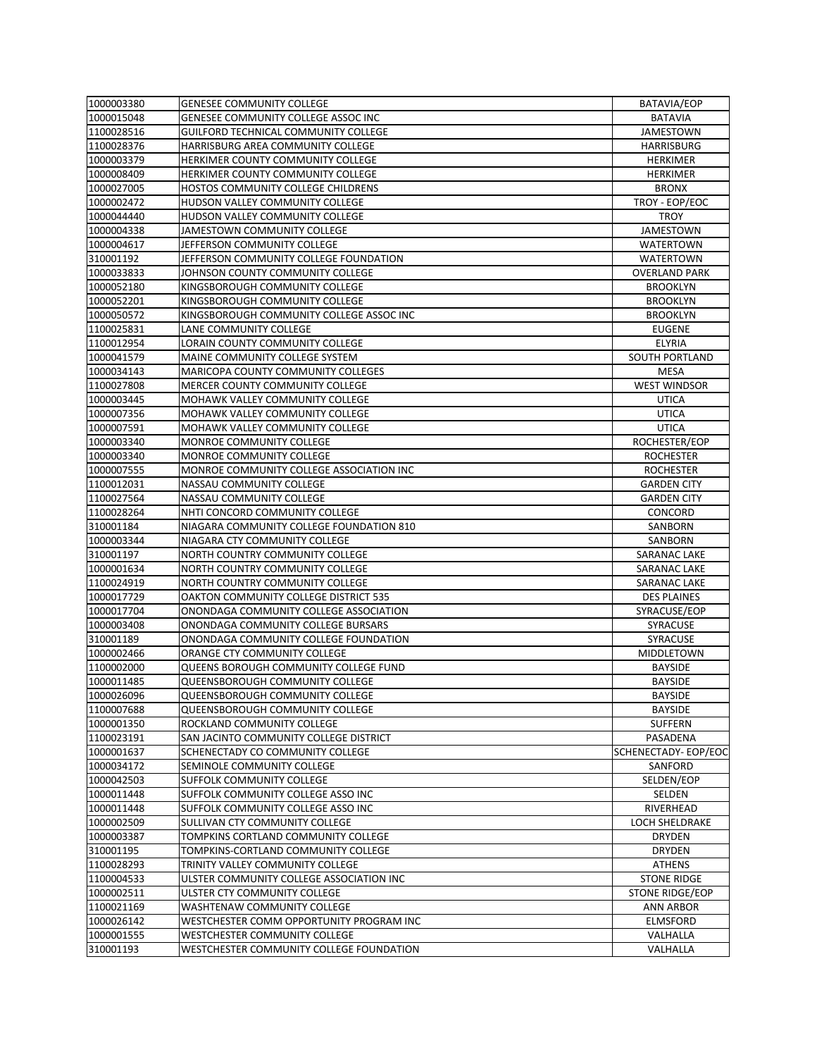| | | |
|---|---|---|
| 1000003380 | GENESEE COMMUNITY COLLEGE | BATAVIA/EOP |
| 1000015048 | GENESEE COMMUNITY COLLEGE ASSOC INC | BATAVIA |
| 1100028516 | GUILFORD TECHNICAL COMMUNITY COLLEGE | JAMESTOWN |
| 1100028376 | HARRISBURG AREA COMMUNITY COLLEGE | HARRISBURG |
| 1000003379 | HERKIMER COUNTY COMMUNITY COLLEGE | HERKIMER |
| 1000008409 | HERKIMER COUNTY COMMUNITY COLLEGE | HERKIMER |
| 1000027005 | HOSTOS COMMUNITY COLLEGE CHILDRENS | BRONX |
| 1000002472 | HUDSON VALLEY COMMUNITY COLLEGE | TROY - EOP/EOC |
| 1000044440 | HUDSON VALLEY COMMUNITY COLLEGE | TROY |
| 1000004338 | JAMESTOWN COMMUNITY COLLEGE | JAMESTOWN |
| 1000004617 | JEFFERSON COMMUNITY COLLEGE | WATERTOWN |
| 310001192 | JEFFERSON COMMUNITY COLLEGE FOUNDATION | WATERTOWN |
| 1000033833 | JOHNSON COUNTY COMMUNITY COLLEGE | OVERLAND PARK |
| 1000052180 | KINGSBOROUGH COMMUNITY COLLEGE | BROOKLYN |
| 1000052201 | KINGSBOROUGH COMMUNITY COLLEGE | BROOKLYN |
| 1000050572 | KINGSBOROUGH COMMUNITY COLLEGE ASSOC INC | BROOKLYN |
| 1100025831 | LANE COMMUNITY COLLEGE | EUGENE |
| 1100012954 | LORAIN COUNTY COMMUNITY COLLEGE | ELYRIA |
| 1000041579 | MAINE COMMUNITY COLLEGE SYSTEM | SOUTH PORTLAND |
| 1000034143 | MARICOPA COUNTY COMMUNITY COLLEGES | MESA |
| 1100027808 | MERCER COUNTY COMMUNITY COLLEGE | WEST WINDSOR |
| 1000003445 | MOHAWK VALLEY COMMUNITY COLLEGE | UTICA |
| 1000007356 | MOHAWK VALLEY COMMUNITY COLLEGE | UTICA |
| 1000007591 | MOHAWK VALLEY COMMUNITY COLLEGE | UTICA |
| 1000003340 | MONROE COMMUNITY COLLEGE | ROCHESTER/EOP |
| 1000003340 | MONROE COMMUNITY COLLEGE | ROCHESTER |
| 1000007555 | MONROE COMMUNITY COLLEGE ASSOCIATION INC | ROCHESTER |
| 1100012031 | NASSAU COMMUNITY COLLEGE | GARDEN CITY |
| 1100027564 | NASSAU COMMUNITY COLLEGE | GARDEN CITY |
| 1100028264 | NHTI CONCORD COMMUNITY COLLEGE | CONCORD |
| 310001184 | NIAGARA COMMUNITY COLLEGE FOUNDATION 810 | SANBORN |
| 1000003344 | NIAGARA CTY COMMUNITY COLLEGE | SANBORN |
| 310001197 | NORTH COUNTRY COMMUNITY COLLEGE | SARANAC LAKE |
| 1000001634 | NORTH COUNTRY COMMUNITY COLLEGE | SARANAC LAKE |
| 1100024919 | NORTH COUNTRY COMMUNITY COLLEGE | SARANAC LAKE |
| 1000017729 | OAKTON COMMUNITY COLLEGE DISTRICT 535 | DES PLAINES |
| 1000017704 | ONONDAGA COMMUNITY COLLEGE ASSOCIATION | SYRACUSE/EOP |
| 1000003408 | ONONDAGA COMMUNITY COLLEGE BURSARS | SYRACUSE |
| 310001189 | ONONDAGA COMMUNITY COLLEGE FOUNDATION | SYRACUSE |
| 1000002466 | ORANGE CTY COMMUNITY COLLEGE | MIDDLETOWN |
| 1100002000 | QUEENS BOROUGH COMMUNITY COLLEGE FUND | BAYSIDE |
| 1000011485 | QUEENSBOROUGH COMMUNITY COLLEGE | BAYSIDE |
| 1000026096 | QUEENSBOROUGH COMMUNITY COLLEGE | BAYSIDE |
| 1100007688 | QUEENSBOROUGH COMMUNITY COLLEGE | BAYSIDE |
| 1000001350 | ROCKLAND COMMUNITY COLLEGE | SUFFERN |
| 1100023191 | SAN JACINTO COMMUNITY COLLEGE DISTRICT | PASADENA |
| 1000001637 | SCHENECTADY CO COMMUNITY COLLEGE | SCHENECTADY- EOP/EOC |
| 1000034172 | SEMINOLE COMMUNITY COLLEGE | SANFORD |
| 1000042503 | SUFFOLK COMMUNITY COLLEGE | SELDEN/EOP |
| 1000011448 | SUFFOLK COMMUNITY COLLEGE ASSO INC | SELDEN |
| 1000011448 | SUFFOLK COMMUNITY COLLEGE ASSO INC | RIVERHEAD |
| 1000002509 | SULLIVAN CTY COMMUNITY COLLEGE | LOCH SHELDRAKE |
| 1000003387 | TOMPKINS CORTLAND COMMUNITY COLLEGE | DRYDEN |
| 310001195 | TOMPKINS-CORTLAND COMMUNITY COLLEGE | DRYDEN |
| 1100028293 | TRINITY VALLEY COMMUNITY COLLEGE | ATHENS |
| 1100004533 | ULSTER COMMUNITY COLLEGE ASSOCIATION INC | STONE RIDGE |
| 1000002511 | ULSTER CTY COMMUNITY COLLEGE | STONE RIDGE/EOP |
| 1100021169 | WASHTENAW COMMUNITY COLLEGE | ANN ARBOR |
| 1000026142 | WESTCHESTER COMM OPPORTUNITY PROGRAM INC | ELMSFORD |
| 1000001555 | WESTCHESTER COMMUNITY COLLEGE | VALHALLA |
| 310001193 | WESTCHESTER COMMUNITY COLLEGE FOUNDATION | VALHALLA |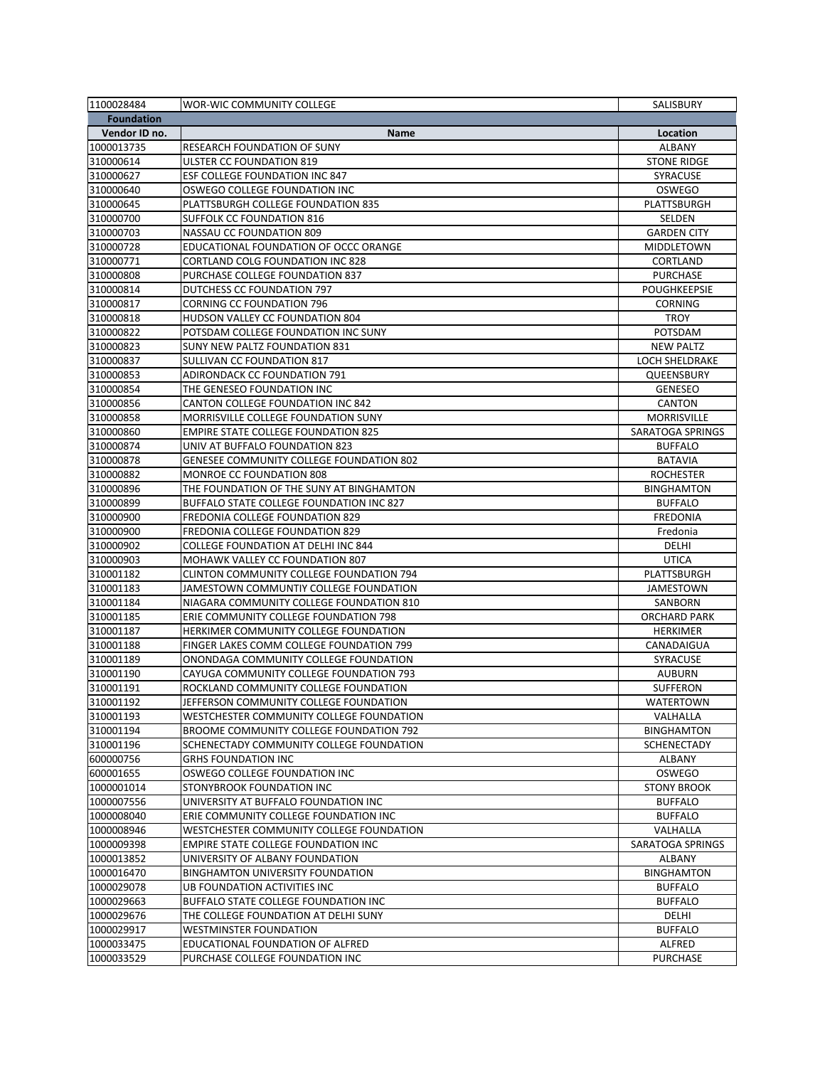| 1100028484 | WOR-WIC COMMUNITY COLLEGE | SALISBURY |
|---|---|---|
| **Foundation** | | |
| **Vendor ID no.** | **Name** | **Location** |
| 1000013735 | RESEARCH FOUNDATION OF SUNY | ALBANY |
| 310000614 | ULSTER CC FOUNDATION 819 | STONE RIDGE |
| 310000627 | ESF COLLEGE FOUNDATION INC 847 | SYRACUSE |
| 310000640 | OSWEGO COLLEGE FOUNDATION INC | OSWEGO |
| 310000645 | PLATTSBURGH COLLEGE FOUNDATION 835 | PLATTSBURGH |
| 310000700 | SUFFOLK CC FOUNDATION 816 | SELDEN |
| 310000703 | NASSAU CC FOUNDATION 809 | GARDEN CITY |
| 310000728 | EDUCATIONAL FOUNDATION OF OCCC ORANGE | MIDDLETOWN |
| 310000771 | CORTLAND COLG FOUNDATION INC 828 | CORTLAND |
| 310000808 | PURCHASE COLLEGE FOUNDATION 837 | PURCHASE |
| 310000814 | DUTCHESS CC FOUNDATION 797 | POUGHKEEPSIE |
| 310000817 | CORNING CC FOUNDATION 796 | CORNING |
| 310000818 | HUDSON VALLEY CC FOUNDATION 804 | TROY |
| 310000822 | POTSDAM COLLEGE FOUNDATION INC SUNY | POTSDAM |
| 310000823 | SUNY NEW PALTZ FOUNDATION 831 | NEW PALTZ |
| 310000837 | SULLIVAN CC FOUNDATION 817 | LOCH SHELDRAKE |
| 310000853 | ADIRONDACK CC FOUNDATION 791 | QUEENSBURY |
| 310000854 | THE GENESEO FOUNDATION INC | GENESEO |
| 310000856 | CANTON COLLEGE FOUNDATION INC 842 | CANTON |
| 310000858 | MORRISVILLE COLLEGE FOUNDATION SUNY | MORRISVILLE |
| 310000860 | EMPIRE STATE COLLEGE FOUNDATION 825 | SARATOGA SPRINGS |
| 310000874 | UNIV AT BUFFALO FOUNDATION 823 | BUFFALO |
| 310000878 | GENESEE COMMUNITY COLLEGE FOUNDATION 802 | BATAVIA |
| 310000882 | MONROE CC FOUNDATION 808 | ROCHESTER |
| 310000896 | THE FOUNDATION OF THE SUNY AT BINGHAMTON | BINGHAMTON |
| 310000899 | BUFFALO STATE COLLEGE FOUNDATION INC 827 | BUFFALO |
| 310000900 | FREDONIA COLLEGE FOUNDATION 829 | FREDONIA |
| 310000900 | FREDONIA COLLEGE FOUNDATION 829 | Fredonia |
| 310000902 | COLLEGE FOUNDATION AT DELHI INC 844 | DELHI |
| 310000903 | MOHAWK VALLEY CC FOUNDATION 807 | UTICA |
| 310001182 | CLINTON COMMUNITY COLLEGE FOUNDATION 794 | PLATTSBURGH |
| 310001183 | JAMESTOWN COMMUNTIY COLLEGE FOUNDATION | JAMESTOWN |
| 310001184 | NIAGARA COMMUNITY COLLEGE FOUNDATION 810 | SANBORN |
| 310001185 | ERIE COMMUNITY COLLEGE FOUNDATION 798 | ORCHARD PARK |
| 310001187 | HERKIMER COMMUNITY COLLEGE FOUNDATION | HERKIMER |
| 310001188 | FINGER LAKES COMM COLLEGE FOUNDATION 799 | CANADAIGUA |
| 310001189 | ONONDAGA COMMUNITY COLLEGE FOUNDATION | SYRACUSE |
| 310001190 | CAYUGA COMMUNITY COLLEGE FOUNDATION 793 | AUBURN |
| 310001191 | ROCKLAND COMMUNITY COLLEGE FOUNDATION | SUFFERON |
| 310001192 | JEFFERSON COMMUNITY COLLEGE FOUNDATION | WATERTOWN |
| 310001193 | WESTCHESTER COMMUNITY COLLEGE FOUNDATION | VALHALLA |
| 310001194 | BROOME COMMUNITY COLLEGE FOUNDATION 792 | BINGHAMTON |
| 310001196 | SCHENECTADY COMMUNITY COLLEGE FOUNDATION | SCHENECTADY |
| 600000756 | GRHS FOUNDATION INC | ALBANY |
| 600001655 | OSWEGO COLLEGE FOUNDATION INC | OSWEGO |
| 1000001014 | STONYBROOK FOUNDATION INC | STONY BROOK |
| 1000007556 | UNIVERSITY AT BUFFALO FOUNDATION INC | BUFFALO |
| 1000008040 | ERIE COMMUNITY COLLEGE FOUNDATION INC | BUFFALO |
| 1000008946 | WESTCHESTER COMMUNITY COLLEGE FOUNDATION | VALHALLA |
| 1000009398 | EMPIRE STATE COLLEGE FOUNDATION INC | SARATOGA SPRINGS |
| 1000013852 | UNIVERSITY OF ALBANY FOUNDATION | ALBANY |
| 1000016470 | BINGHAMTON UNIVERSITY FOUNDATION | BINGHAMTON |
| 1000029078 | UB FOUNDATION ACTIVITIES INC | BUFFALO |
| 1000029663 | BUFFALO STATE COLLEGE FOUNDATION INC | BUFFALO |
| 1000029676 | THE COLLEGE FOUNDATION AT DELHI SUNY | DELHI |
| 1000029917 | WESTMINSTER FOUNDATION | BUFFALO |
| 1000033475 | EDUCATIONAL FOUNDATION OF ALFRED | ALFRED |
| 1000033529 | PURCHASE COLLEGE FOUNDATION INC | PURCHASE |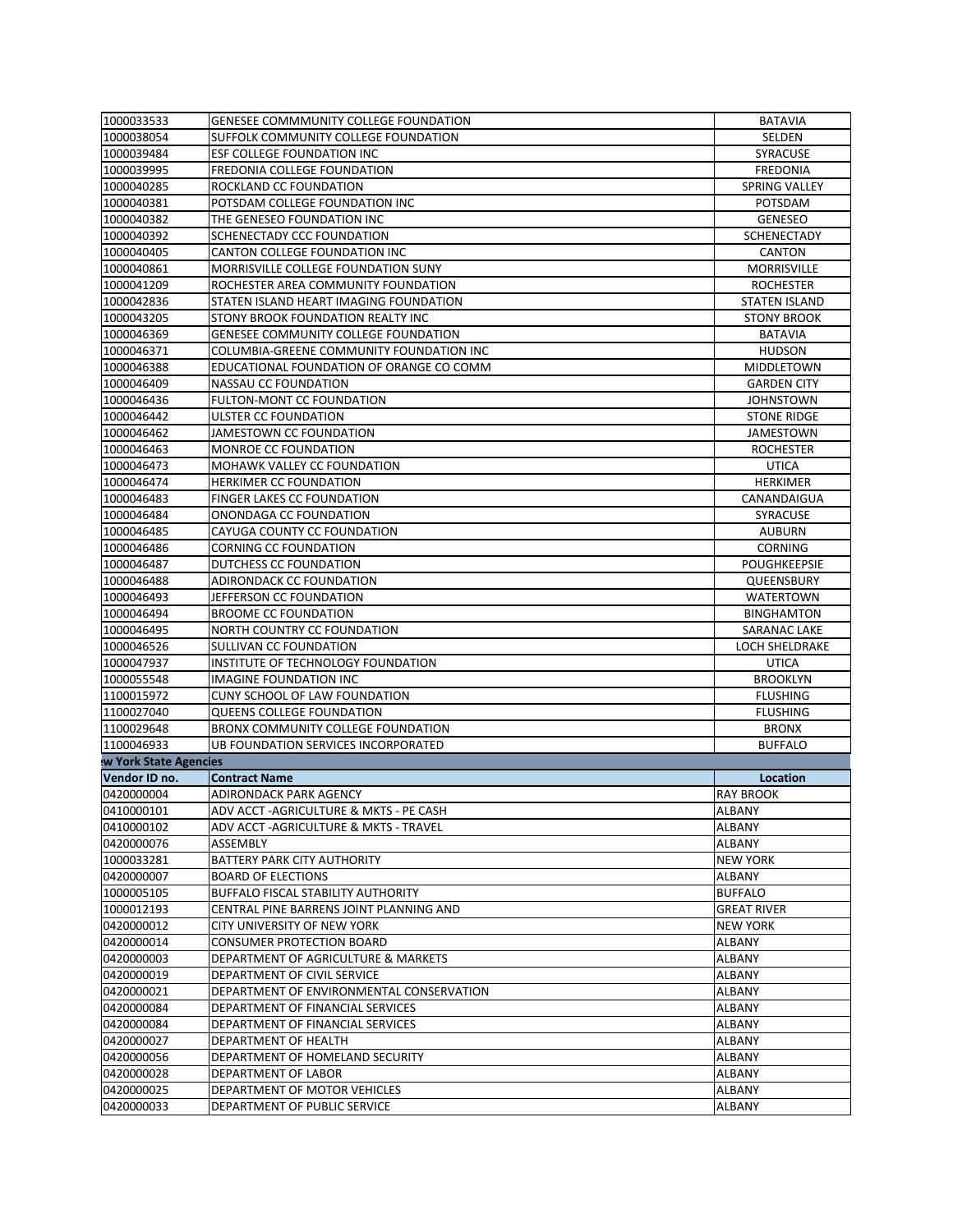| | | |
|---|---|---|
| 1000033533 | GENESEE COMMMUNITY COLLEGE FOUNDATION | BATAVIA |
| 1000038054 | SUFFOLK COMMUNITY COLLEGE FOUNDATION | SELDEN |
| 1000039484 | ESF COLLEGE FOUNDATION INC | SYRACUSE |
| 1000039995 | FREDONIA COLLEGE FOUNDATION | FREDONIA |
| 1000040285 | ROCKLAND CC FOUNDATION | SPRING VALLEY |
| 1000040381 | POTSDAM COLLEGE FOUNDATION INC | POTSDAM |
| 1000040382 | THE GENESEO FOUNDATION INC | GENESEO |
| 1000040392 | SCHENECTADY CCC FOUNDATION | SCHENECTADY |
| 1000040405 | CANTON COLLEGE FOUNDATION INC | CANTON |
| 1000040861 | MORRISVILLE COLLEGE FOUNDATION SUNY | MORRISVILLE |
| 1000041209 | ROCHESTER AREA COMMUNITY FOUNDATION | ROCHESTER |
| 1000042836 | STATEN ISLAND HEART IMAGING FOUNDATION | STATEN ISLAND |
| 1000043205 | STONY BROOK FOUNDATION REALTY INC | STONY BROOK |
| 1000046369 | GENESEE COMMUNITY COLLEGE FOUNDATION | BATAVIA |
| 1000046371 | COLUMBIA-GREENE COMMUNITY FOUNDATION INC | HUDSON |
| 1000046388 | EDUCATIONAL FOUNDATION OF ORANGE CO COMM | MIDDLETOWN |
| 1000046409 | NASSAU CC FOUNDATION | GARDEN CITY |
| 1000046436 | FULTON-MONT CC FOUNDATION | JOHNSTOWN |
| 1000046442 | ULSTER CC FOUNDATION | STONE RIDGE |
| 1000046462 | JAMESTOWN CC FOUNDATION | JAMESTOWN |
| 1000046463 | MONROE CC FOUNDATION | ROCHESTER |
| 1000046473 | MOHAWK VALLEY CC FOUNDATION | UTICA |
| 1000046474 | HERKIMER CC FOUNDATION | HERKIMER |
| 1000046483 | FINGER LAKES CC FOUNDATION | CANANDAIGUA |
| 1000046484 | ONONDAGA CC FOUNDATION | SYRACUSE |
| 1000046485 | CAYUGA COUNTY CC FOUNDATION | AUBURN |
| 1000046486 | CORNING CC FOUNDATION | CORNING |
| 1000046487 | DUTCHESS CC FOUNDATION | POUGHKEEPSIE |
| 1000046488 | ADIRONDACK CC FOUNDATION | QUEENSBURY |
| 1000046493 | JEFFERSON CC FOUNDATION | WATERTOWN |
| 1000046494 | BROOME CC FOUNDATION | BINGHAMTON |
| 1000046495 | NORTH COUNTRY CC FOUNDATION | SARANAC LAKE |
| 1000046526 | SULLIVAN CC FOUNDATION | LOCH SHELDRAKE |
| 1000047937 | INSTITUTE OF TECHNOLOGY FOUNDATION | UTICA |
| 1000055548 | IMAGINE FOUNDATION INC | BROOKLYN |
| 1100015972 | CUNY SCHOOL OF LAW FOUNDATION | FLUSHING |
| 1100027040 | QUEENS COLLEGE FOUNDATION | FLUSHING |
| 1100029648 | BRONX COMMUNITY COLLEGE FOUNDATION | BRONX |
| 1100046933 | UB FOUNDATION SERVICES INCORPORATED | BUFFALO |

**w York State Agencies**

| Vendor ID no. | Contract Name | Location |
|---|---|---|
| 0420000004 | ADIRONDACK PARK AGENCY | RAY BROOK |
| 0410000101 | ADV ACCT -AGRICULTURE & MKTS - PE CASH | ALBANY |
| 0410000102 | ADV ACCT -AGRICULTURE & MKTS - TRAVEL | ALBANY |
| 0420000076 | ASSEMBLY | ALBANY |
| 1000033281 | BATTERY PARK CITY AUTHORITY | NEW YORK |
| 0420000007 | BOARD OF ELECTIONS | ALBANY |
| 1000005105 | BUFFALO FISCAL STABILITY AUTHORITY | BUFFALO |
| 1000012193 | CENTRAL PINE BARRENS JOINT PLANNING AND | GREAT RIVER |
| 0420000012 | CITY UNIVERSITY OF NEW YORK | NEW YORK |
| 0420000014 | CONSUMER PROTECTION BOARD | ALBANY |
| 0420000003 | DEPARTMENT OF AGRICULTURE & MARKETS | ALBANY |
| 0420000019 | DEPARTMENT OF CIVIL SERVICE | ALBANY |
| 0420000021 | DEPARTMENT OF ENVIRONMENTAL CONSERVATION | ALBANY |
| 0420000084 | DEPARTMENT OF FINANCIAL SERVICES | ALBANY |
| 0420000084 | DEPARTMENT OF FINANCIAL SERVICES | ALBANY |
| 0420000027 | DEPARTMENT OF HEALTH | ALBANY |
| 0420000056 | DEPARTMENT OF HOMELAND SECURITY | ALBANY |
| 0420000028 | DEPARTMENT OF LABOR | ALBANY |
| 0420000025 | DEPARTMENT OF MOTOR VEHICLES | ALBANY |
| 0420000033 | DEPARTMENT OF PUBLIC SERVICE | ALBANY |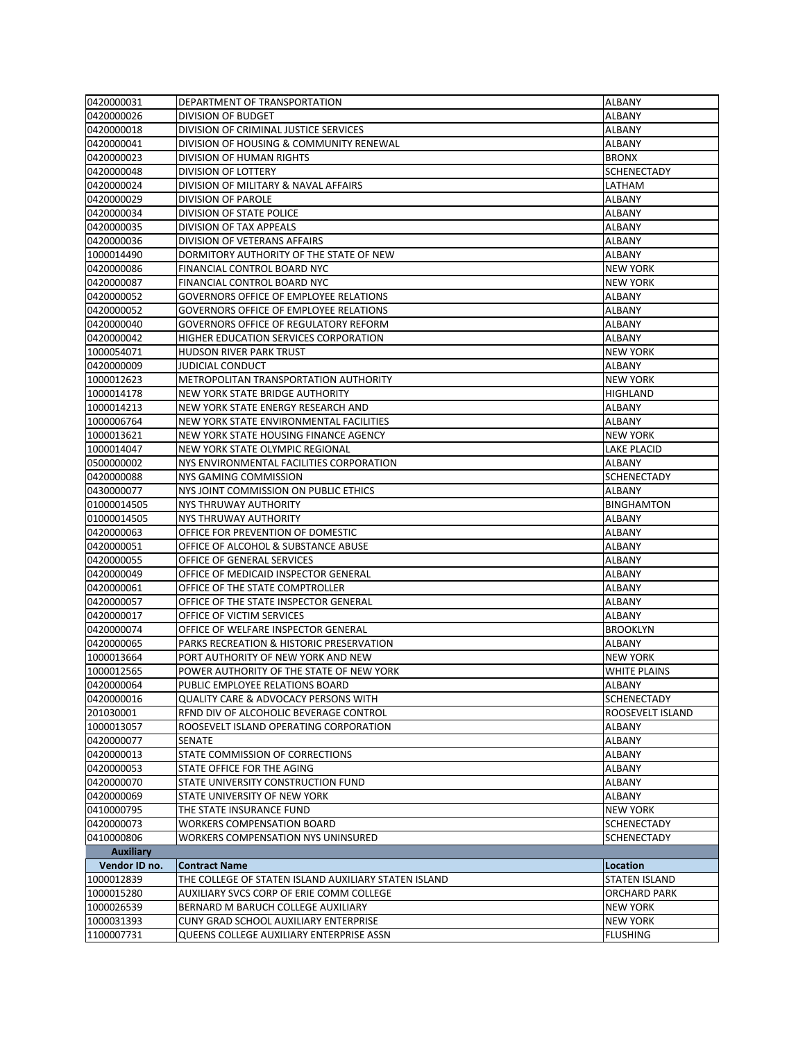| | | |
|---|---|---|
| 0420000031 | DEPARTMENT OF TRANSPORTATION | ALBANY |
| 0420000026 | DIVISION OF BUDGET | ALBANY |
| 0420000018 | DIVISION OF CRIMINAL JUSTICE SERVICES | ALBANY |
| 0420000041 | DIVISION OF HOUSING & COMMUNITY RENEWAL | ALBANY |
| 0420000023 | DIVISION OF HUMAN RIGHTS | BRONX |
| 0420000048 | DIVISION OF LOTTERY | SCHENECTADY |
| 0420000024 | DIVISION OF MILITARY & NAVAL AFFAIRS | LATHAM |
| 0420000029 | DIVISION OF PAROLE | ALBANY |
| 0420000034 | DIVISION OF STATE POLICE | ALBANY |
| 0420000035 | DIVISION OF TAX APPEALS | ALBANY |
| 0420000036 | DIVISION OF VETERANS AFFAIRS | ALBANY |
| 1000014490 | DORMITORY AUTHORITY OF THE STATE OF NEW | ALBANY |
| 0420000086 | FINANCIAL CONTROL BOARD NYC | NEW YORK |
| 0420000087 | FINANCIAL CONTROL BOARD NYC | NEW YORK |
| 0420000052 | GOVERNORS OFFICE OF EMPLOYEE RELATIONS | ALBANY |
| 0420000052 | GOVERNORS OFFICE OF EMPLOYEE RELATIONS | ALBANY |
| 0420000040 | GOVERNORS OFFICE OF REGULATORY REFORM | ALBANY |
| 0420000042 | HIGHER EDUCATION SERVICES CORPORATION | ALBANY |
| 1000054071 | HUDSON RIVER PARK TRUST | NEW YORK |
| 0420000009 | JUDICIAL CONDUCT | ALBANY |
| 1000012623 | METROPOLITAN TRANSPORTATION AUTHORITY | NEW YORK |
| 1000014178 | NEW YORK STATE BRIDGE AUTHORITY | HIGHLAND |
| 1000014213 | NEW YORK STATE ENERGY RESEARCH AND | ALBANY |
| 1000006764 | NEW YORK STATE ENVIRONMENTAL FACILITIES | ALBANY |
| 1000013621 | NEW YORK STATE HOUSING FINANCE AGENCY | NEW YORK |
| 1000014047 | NEW YORK STATE OLYMPIC REGIONAL | LAKE PLACID |
| 0500000002 | NYS ENVIRONMENTAL FACILITIES CORPORATION | ALBANY |
| 0420000088 | NYS GAMING COMMISSION | SCHENECTADY |
| 0430000077 | NYS JOINT COMMISSION ON PUBLIC ETHICS | ALBANY |
| 01000014505 | NYS THRUWAY AUTHORITY | BINGHAMTON |
| 01000014505 | NYS THRUWAY AUTHORITY | ALBANY |
| 0420000063 | OFFICE FOR PREVENTION OF DOMESTIC | ALBANY |
| 0420000051 | OFFICE OF ALCOHOL & SUBSTANCE ABUSE | ALBANY |
| 0420000055 | OFFICE OF GENERAL SERVICES | ALBANY |
| 0420000049 | OFFICE OF MEDICAID INSPECTOR GENERAL | ALBANY |
| 0420000061 | OFFICE OF THE STATE COMPTROLLER | ALBANY |
| 0420000057 | OFFICE OF THE STATE INSPECTOR GENERAL | ALBANY |
| 0420000017 | OFFICE OF VICTIM SERVICES | ALBANY |
| 0420000074 | OFFICE OF WELFARE INSPECTOR GENERAL | BROOKLYN |
| 0420000065 | PARKS RECREATION & HISTORIC PRESERVATION | ALBANY |
| 1000013664 | PORT AUTHORITY OF NEW YORK AND NEW | NEW YORK |
| 1000012565 | POWER AUTHORITY OF THE STATE OF NEW YORK | WHITE PLAINS |
| 0420000064 | PUBLIC EMPLOYEE RELATIONS BOARD | ALBANY |
| 0420000016 | QUALITY CARE & ADVOCACY PERSONS WITH | SCHENECTADY |
| 201030001 | RFND DIV OF ALCOHOLIC BEVERAGE CONTROL | ROOSEVELT ISLAND |
| 1000013057 | ROOSEVELT ISLAND OPERATING CORPORATION | ALBANY |
| 0420000077 | SENATE | ALBANY |
| 0420000013 | STATE COMMISSION OF CORRECTIONS | ALBANY |
| 0420000053 | STATE OFFICE FOR THE AGING | ALBANY |
| 0420000070 | STATE UNIVERSITY CONSTRUCTION FUND | ALBANY |
| 0420000069 | STATE UNIVERSITY OF NEW YORK | ALBANY |
| 0410000795 | THE STATE INSURANCE FUND | NEW YORK |
| 0420000073 | WORKERS COMPENSATION BOARD | SCHENECTADY |
| 0410000806 | WORKERS COMPENSATION NYS UNINSURED | SCHENECTADY |

**Auxiliary**

| Vendor ID no. | Contract Name | Location |
|---|---|---|
| 1000012839 | THE COLLEGE OF STATEN ISLAND AUXILIARY STATEN ISLAND | STATEN ISLAND |
| 1000015280 | AUXILIARY SVCS CORP OF ERIE COMM COLLEGE | ORCHARD PARK |
| 1000026539 | BERNARD M BARUCH COLLEGE AUXILIARY | NEW YORK |
| 1000031393 | CUNY GRAD SCHOOL AUXILIARY ENTERPRISE | NEW YORK |
| 1100007731 | QUEENS COLLEGE AUXILIARY ENTERPRISE ASSN | FLUSHING |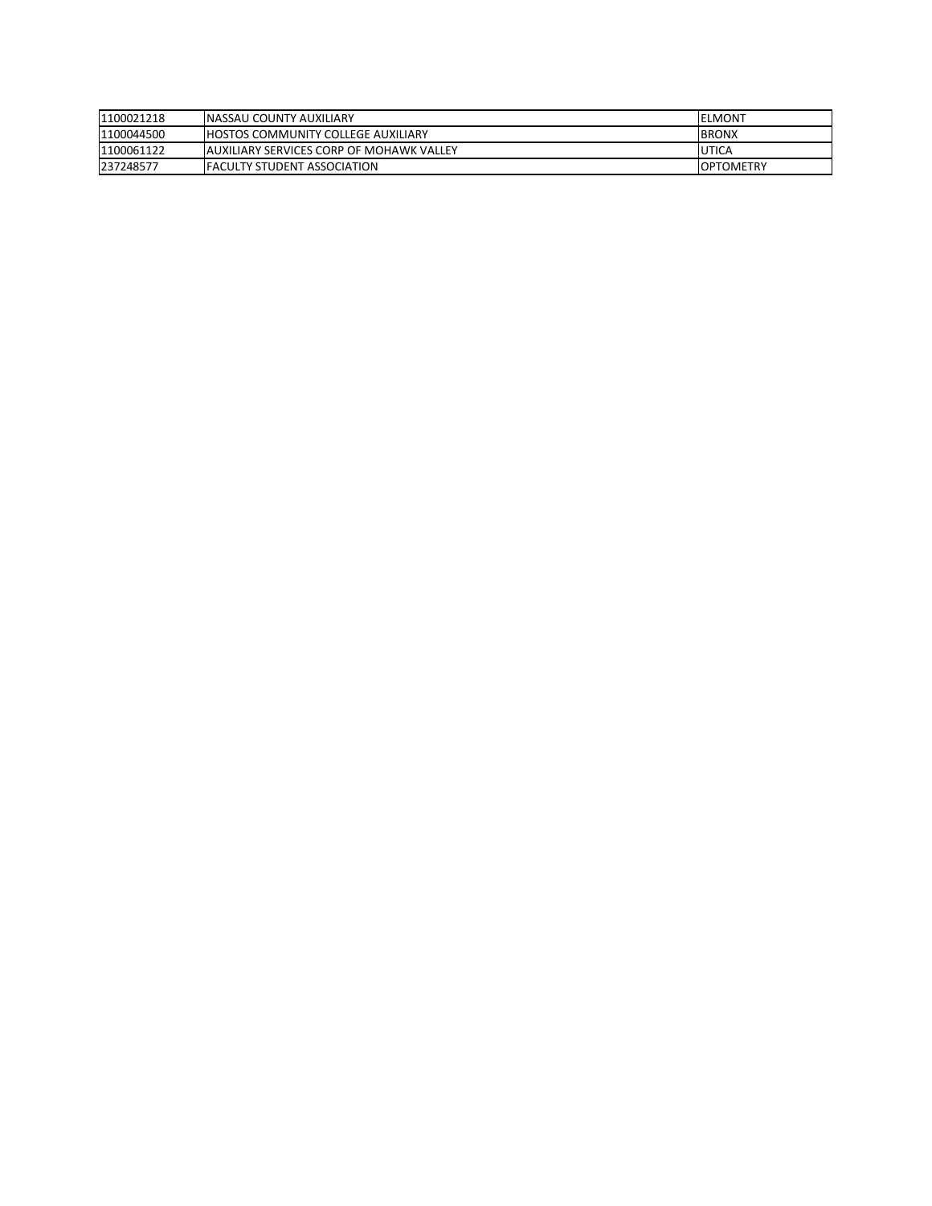| | | |
|---|---|---|
| 1100021218 | NASSAU COUNTY AUXILIARY | ELMONT |
| 1100044500 | HOSTOS COMMUNITY COLLEGE AUXILIARY | BRONX |
| 1100061122 | AUXILIARY SERVICES CORP OF MOHAWK VALLEY | UTICA |
| 237248577 | FACULTY STUDENT ASSOCIATION | OPTOMETRY |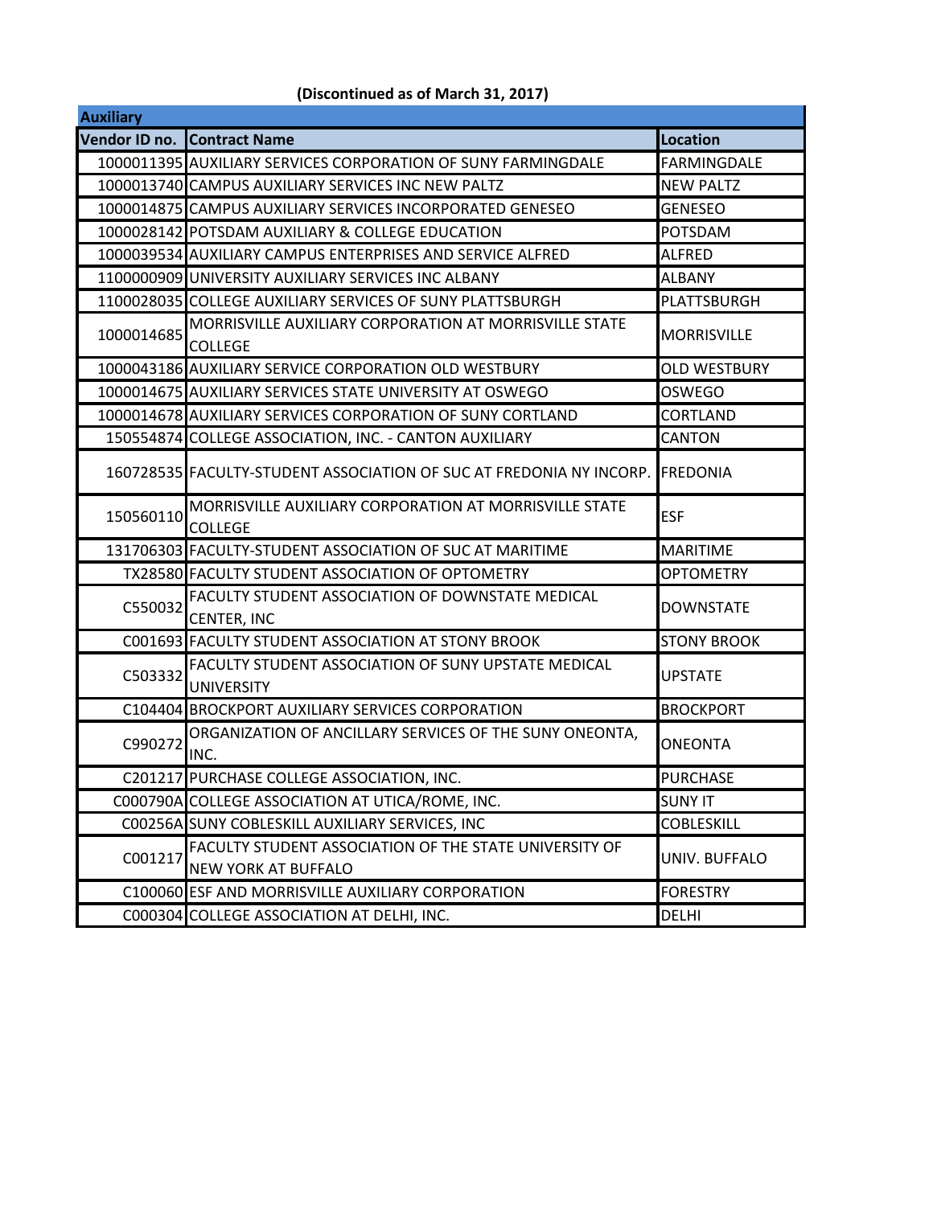**(Discontinued as of March 31, 2017)**

| Auxiliary | | |
|---|---|---|
| **Vendor ID no.** | **Contract Name** | **Location** |
| 1000011395 | AUXILIARY SERVICES CORPORATION OF SUNY FARMINGDALE | FARMINGDALE |
| 1000013740 | CAMPUS AUXILIARY SERVICES INC NEW PALTZ | NEW PALTZ |
| 1000014875 | CAMPUS AUXILIARY SERVICES INCORPORATED GENESEO | GENESEO |
| 1000028142 | POTSDAM AUXILIARY & COLLEGE EDUCATION | POTSDAM |
| 1000039534 | AUXILIARY CAMPUS ENTERPRISES AND SERVICE ALFRED | ALFRED |
| 1100000909 | UNIVERSITY AUXILIARY SERVICES INC ALBANY | ALBANY |
| 1100028035 | COLLEGE AUXILIARY SERVICES OF SUNY PLATTSBURGH | PLATTSBURGH |
| 1000014685 | MORRISVILLE AUXILIARY CORPORATION AT MORRISVILLE STATE COLLEGE | MORRISVILLE |
| 1000043186 | AUXILIARY SERVICE CORPORATION OLD WESTBURY | OLD WESTBURY |
| 1000014675 | AUXILIARY SERVICES STATE UNIVERSITY AT OSWEGO | OSWEGO |
| 1000014678 | AUXILIARY SERVICES CORPORATION OF SUNY CORTLAND | CORTLAND |
| 150554874 | COLLEGE ASSOCIATION, INC. - CANTON AUXILIARY | CANTON |
| 160728535 | FACULTY-STUDENT ASSOCIATION OF SUC AT FREDONIA NY INCORP. | FREDONIA |
| 150560110 | MORRISVILLE AUXILIARY CORPORATION AT MORRISVILLE STATE COLLEGE | ESF |
| 131706303 | FACULTY-STUDENT ASSOCIATION OF SUC AT MARITIME | MARITIME |
| TX28580 | FACULTY STUDENT ASSOCIATION OF OPTOMETRY | OPTOMETRY |
| C550032 | FACULTY STUDENT ASSOCIATION OF DOWNSTATE MEDICAL CENTER, INC | DOWNSTATE |
| C001693 | FACULTY STUDENT ASSOCIATION AT STONY BROOK | STONY BROOK |
| C503332 | FACULTY STUDENT ASSOCIATION OF SUNY UPSTATE MEDICAL UNIVERSITY | UPSTATE |
| C104404 | BROCKPORT AUXILIARY SERVICES CORPORATION | BROCKPORT |
| C990272 | ORGANIZATION OF ANCILLARY SERVICES OF THE SUNY ONEONTA, INC. | ONEONTA |
| C201217 | PURCHASE COLLEGE ASSOCIATION, INC. | PURCHASE |
| C000790A | COLLEGE ASSOCIATION AT UTICA/ROME, INC. | SUNY IT |
| C00256A | SUNY COBLESKILL AUXILIARY SERVICES, INC | COBLESKILL |
| C001217 | FACULTY STUDENT ASSOCIATION OF THE STATE UNIVERSITY OF NEW YORK AT BUFFALO | UNIV. BUFFALO |
| C100060 | ESF AND MORRISVILLE AUXILIARY CORPORATION | FORESTRY |
| C000304 | COLLEGE ASSOCIATION AT DELHI, INC. | DELHI |